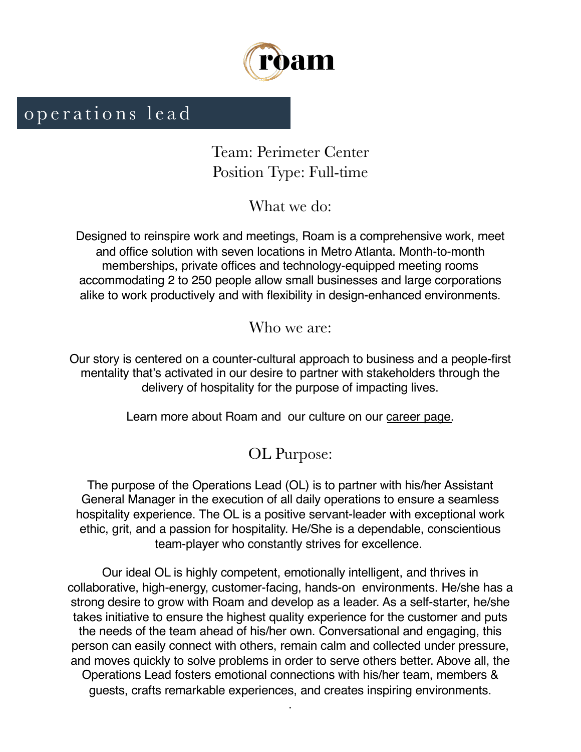# roam

## operations lead

Team: Perimeter Center
Position Type: Full-time

### What we do:

Designed to reinspire work and meetings, Roam is a comprehensive work, meet and office solution with seven locations in Metro Atlanta. Month-to-month memberships, private offices and technology-equipped meeting rooms accommodating 2 to 250 people allow small businesses and large corporations alike to work productively and with flexibility in design-enhanced environments.

### Who we are:

Our story is centered on a counter-cultural approach to business and a people-first mentality that's activated in our desire to partner with stakeholders through the delivery of hospitality for the purpose of impacting lives.

Learn more about Roam and our culture on our career page.

### OL Purpose:

The purpose of the Operations Lead (OL) is to partner with his/her Assistant General Manager in the execution of all daily operations to ensure a seamless hospitality experience. The OL is a positive servant-leader with exceptional work ethic, grit, and a passion for hospitality. He/She is a dependable, conscientious team-player who constantly strives for excellence.

Our ideal OL is highly competent, emotionally intelligent, and thrives in collaborative, high-energy, customer-facing, hands-on environments. He/she has a strong desire to grow with Roam and develop as a leader. As a self-starter, he/she takes initiative to ensure the highest quality experience for the customer and puts the needs of the team ahead of his/her own. Conversational and engaging, this person can easily connect with others, remain calm and collected under pressure, and moves quickly to solve problems in order to serve others better. Above all, the Operations Lead fosters emotional connections with his/her team, members & guests, crafts remarkable experiences, and creates inspiring environments.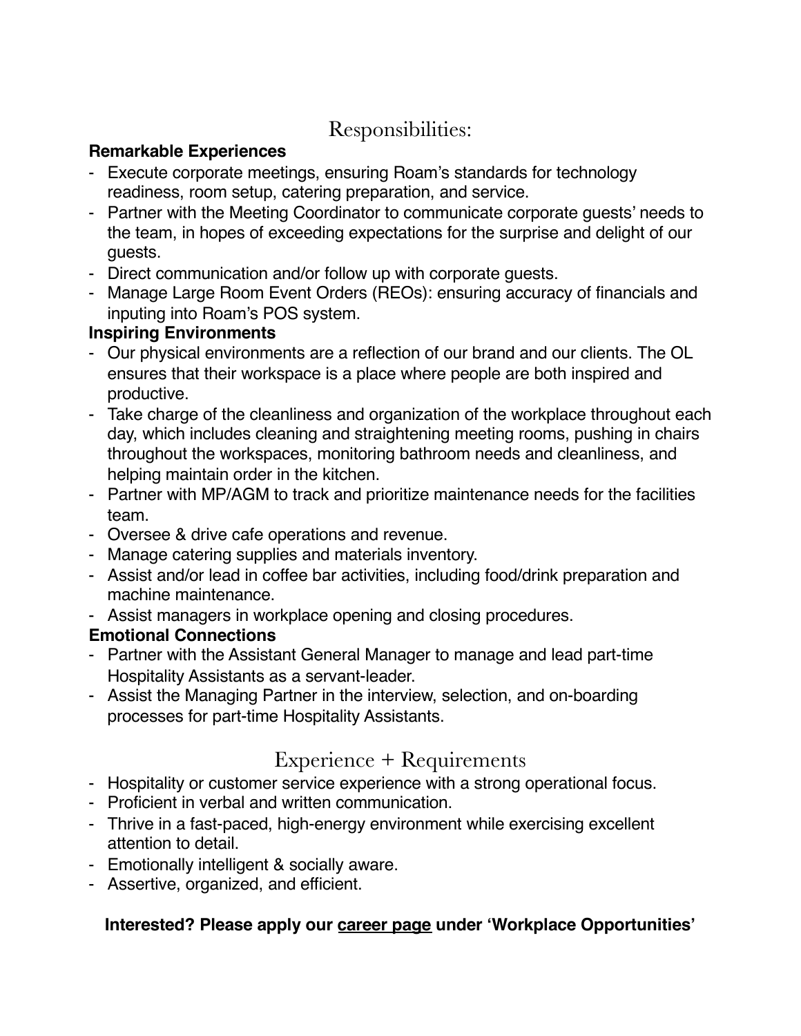## Responsibilities:

**Remarkable Experiences**

- Execute corporate meetings, ensuring Roam's standards for technology readiness, room setup, catering preparation, and service.
- Partner with the Meeting Coordinator to communicate corporate guests' needs to the team, in hopes of exceeding expectations for the surprise and delight of our guests.
- Direct communication and/or follow up with corporate guests.
- Manage Large Room Event Orders (REOs): ensuring accuracy of financials and inputing into Roam's POS system.

**Inspiring Environments**

- Our physical environments are a reflection of our brand and our clients. The OL ensures that their workspace is a place where people are both inspired and productive.
- Take charge of the cleanliness and organization of the workplace throughout each day, which includes cleaning and straightening meeting rooms, pushing in chairs throughout the workspaces, monitoring bathroom needs and cleanliness, and helping maintain order in the kitchen.
- Partner with MP/AGM to track and prioritize maintenance needs for the facilities team.
- Oversee & drive cafe operations and revenue.
- Manage catering supplies and materials inventory.
- Assist and/or lead in coffee bar activities, including food/drink preparation and machine maintenance.
- Assist managers in workplace opening and closing procedures.

**Emotional Connections**

- Partner with the Assistant General Manager to manage and lead part-time Hospitality Assistants as a servant-leader.
- Assist the Managing Partner in the interview, selection, and on-boarding processes for part-time Hospitality Assistants.

## Experience + Requirements

- Hospitality or customer service experience with a strong operational focus.
- Proficient in verbal and written communication.
- Thrive in a fast-paced, high-energy environment while exercising excellent attention to detail.
- Emotionally intelligent & socially aware.
- Assertive, organized, and efficient.

**Interested? Please apply our career page under 'Workplace Opportunities'**